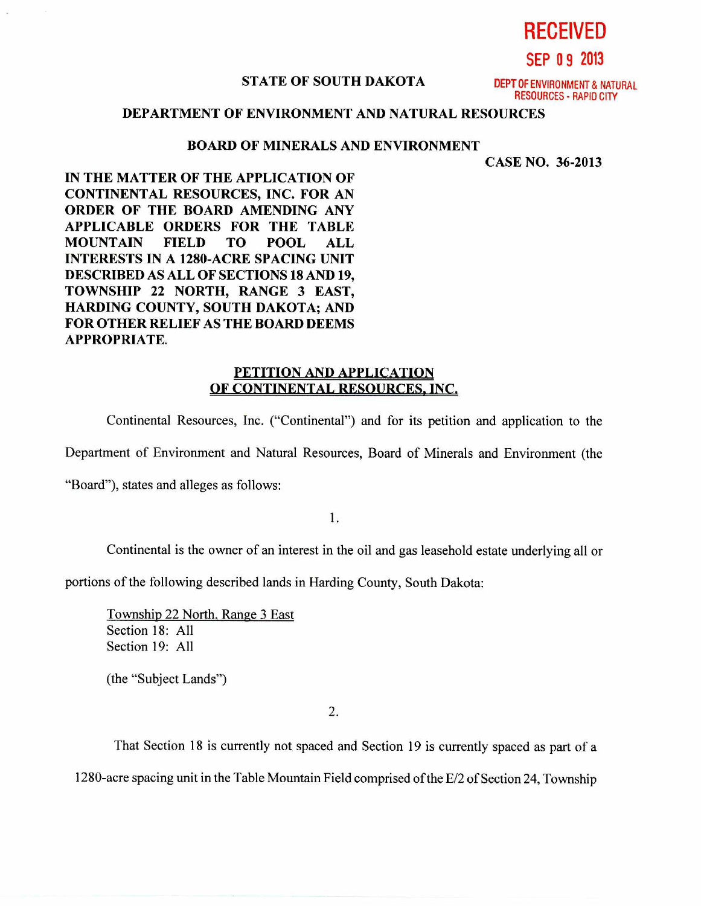RECEIVED

SEP 09 2013

DEPT OF ENVIRONMENT & NATURAL RESOURCES - RAPID CITY

**STATE OF SOUTH DAKOTA**

**DEPARTMENT OF ENVIRONMENT AND NATURAL RESOURCES**

**BOARD OF MINERALS AND ENVIRONMENT**

**CASE NO. 36-2013**

**IN THE MATTER OF THE APPLICATION OF CONTINENTAL RESOURCES, INC. FOR AN ORDER OF THE BOARD AMENDING ANY APPLICABLE ORDERS FOR THE TABLE MOUNTAIN FIELD TO POOL ALL INTERESTS IN A 1280-ACRE SPACING UNIT DESCRIBED AS ALL OF SECTIONS 18 AND 19, TOWNSHIP 22 NORTH, RANGE 3 EAST, HARDING COUNTY, SOUTH DAKOTA; AND FOR OTHER RELIEF AS THE BOARD DEEMS APPROPRIATE.**

**PETITION AND APPLICATION OF CONTINENTAL RESOURCES, INC.**

Continental Resources, Inc. ("Continental") and for its petition and application to the Department of Environment and Natural Resources, Board of Minerals and Environment (the "Board"), states and alleges as follows:

1.

Continental is the owner of an interest in the oil and gas leasehold estate underlying all or portions of the following described lands in Harding County, South Dakota:

Township 22 North, Range 3 East
Section 18: All
Section 19: All

(the "Subject Lands")

2.

That Section 18 is currently not spaced and Section 19 is currently spaced as part of a 1280-acre spacing unit in the Table Mountain Field comprised of the E/2 of Section 24, Township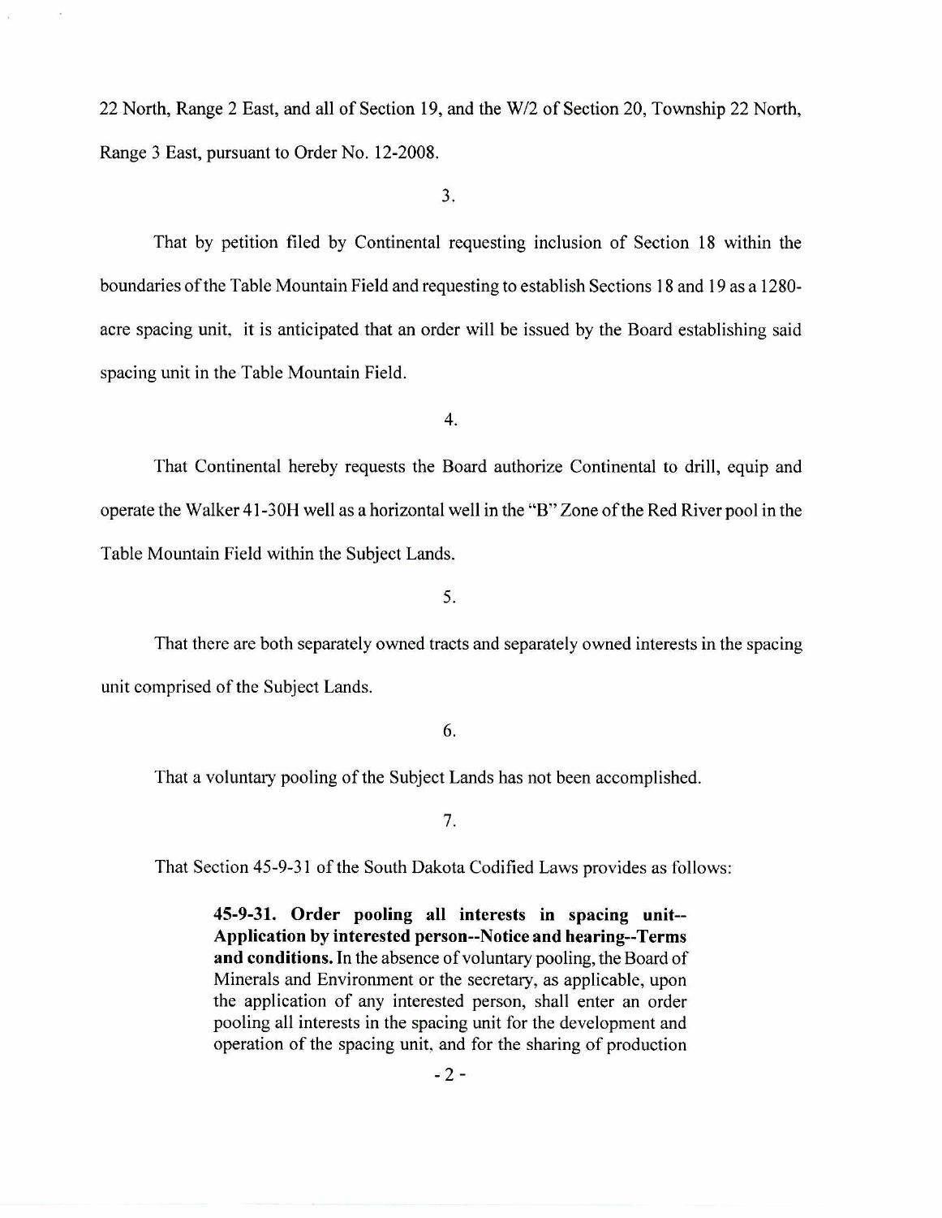22 North, Range 2 East, and all of Section 19, and the W/2 of Section 20, Township 22 North, Range 3 East, pursuant to Order No. 12-2008.

3.

That by petition filed by Continental requesting inclusion of Section 18 within the boundaries of the Table Mountain Field and requesting to establish Sections 18 and 19 as a 1280-acre spacing unit, it is anticipated that an order will be issued by the Board establishing said spacing unit in the Table Mountain Field.

4.

That Continental hereby requests the Board authorize Continental to drill, equip and operate the Walker 41-30H well as a horizontal well in the "B" Zone of the Red River pool in the Table Mountain Field within the Subject Lands.

5.

That there are both separately owned tracts and separately owned interests in the spacing unit comprised of the Subject Lands.

6.

That a voluntary pooling of the Subject Lands has not been accomplished.

7.

That Section 45-9-31 of the South Dakota Codified Laws provides as follows:

> **45-9-31. Order pooling all interests in spacing unit--Application by interested person--Notice and hearing--Terms and conditions.** In the absence of voluntary pooling, the Board of Minerals and Environment or the secretary, as applicable, upon the application of any interested person, shall enter an order pooling all interests in the spacing unit for the development and operation of the spacing unit, and for the sharing of production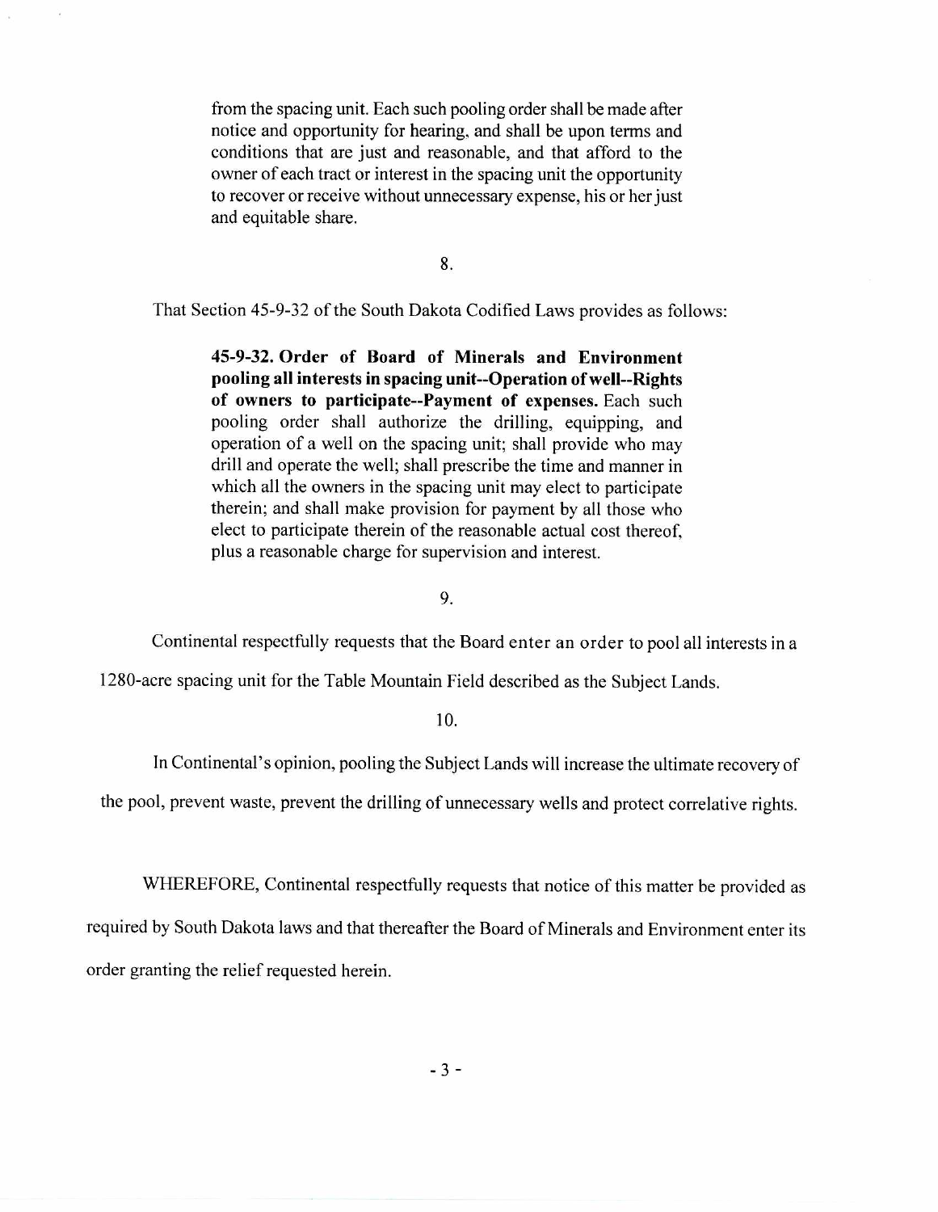> from the spacing unit. Each such pooling order shall be made after notice and opportunity for hearing, and shall be upon terms and conditions that are just and reasonable, and that afford to the owner of each tract or interest in the spacing unit the opportunity to recover or receive without unnecessary expense, his or her just and equitable share.

8.

That Section 45-9-32 of the South Dakota Codified Laws provides as follows:

> **45-9-32. Order of Board of Minerals and Environment pooling all interests in spacing unit--Operation of well--Rights of owners to participate--Payment of expenses.** Each such pooling order shall authorize the drilling, equipping, and operation of a well on the spacing unit; shall provide who may drill and operate the well; shall prescribe the time and manner in which all the owners in the spacing unit may elect to participate therein; and shall make provision for payment by all those who elect to participate therein of the reasonable actual cost thereof, plus a reasonable charge for supervision and interest.

9.

Continental respectfully requests that the Board enter an order to pool all interests in a 1280-acre spacing unit for the Table Mountain Field described as the Subject Lands.

10.

In Continental's opinion, pooling the Subject Lands will increase the ultimate recovery of the pool, prevent waste, prevent the drilling of unnecessary wells and protect correlative rights.

WHEREFORE, Continental respectfully requests that notice of this matter be provided as required by South Dakota laws and that thereafter the Board of Minerals and Environment enter its order granting the relief requested herein.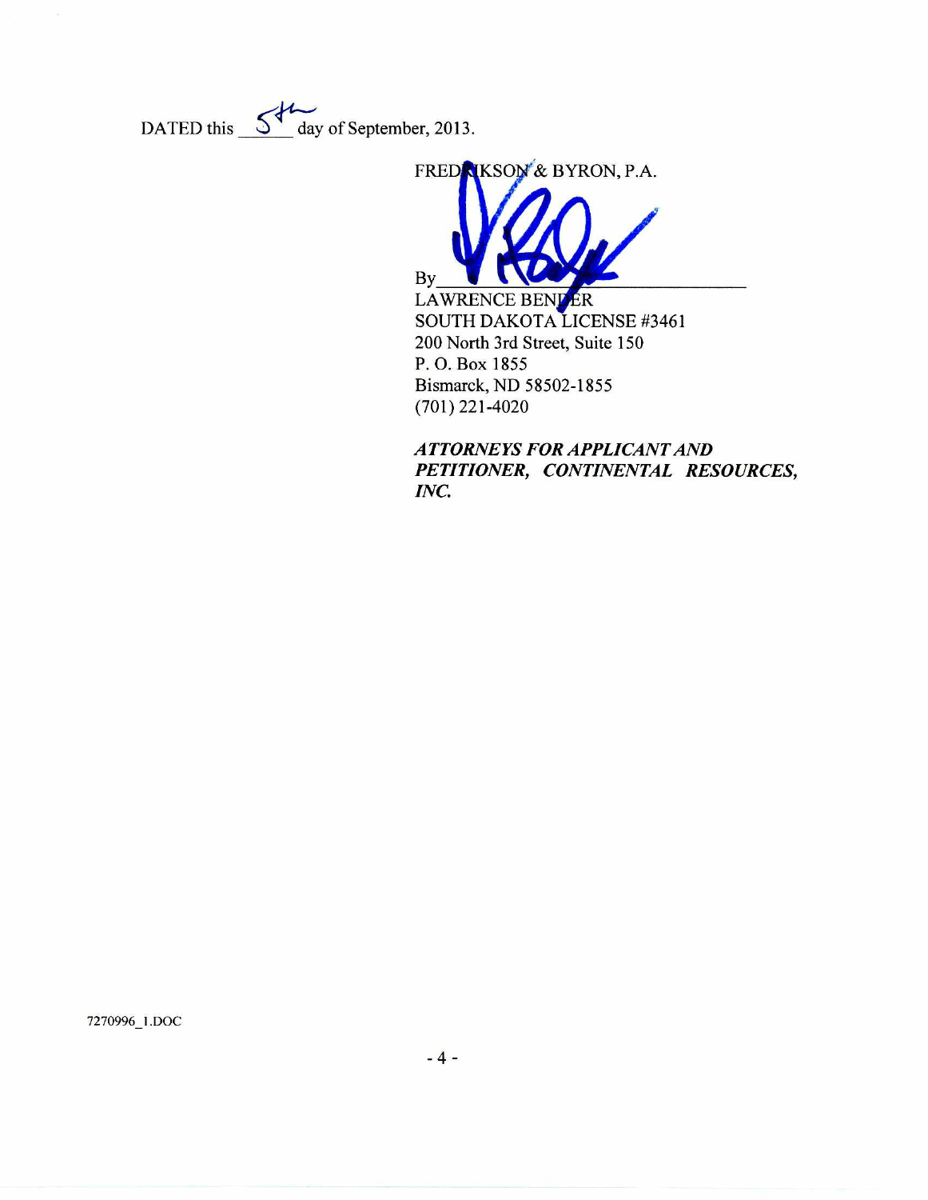DATED this 5th day of September, 2013.

FREDRIKSON & BYRON, P.A.

By\_\_\_\_\_\_\_\_\_\_\_\_\_\_\_\_\_\_\_\_\_\_\_\_\_\_\_\_\_\_
LAWRENCE BENDER
SOUTH DAKOTA LICENSE #3461
200 North 3rd Street, Suite 150
P. O. Box 1855
Bismarck, ND 58502-1855
(701) 221-4020

***ATTORNEYS FOR APPLICANT AND PETITIONER, CONTINENTAL RESOURCES, INC.***

7270996_1.DOC